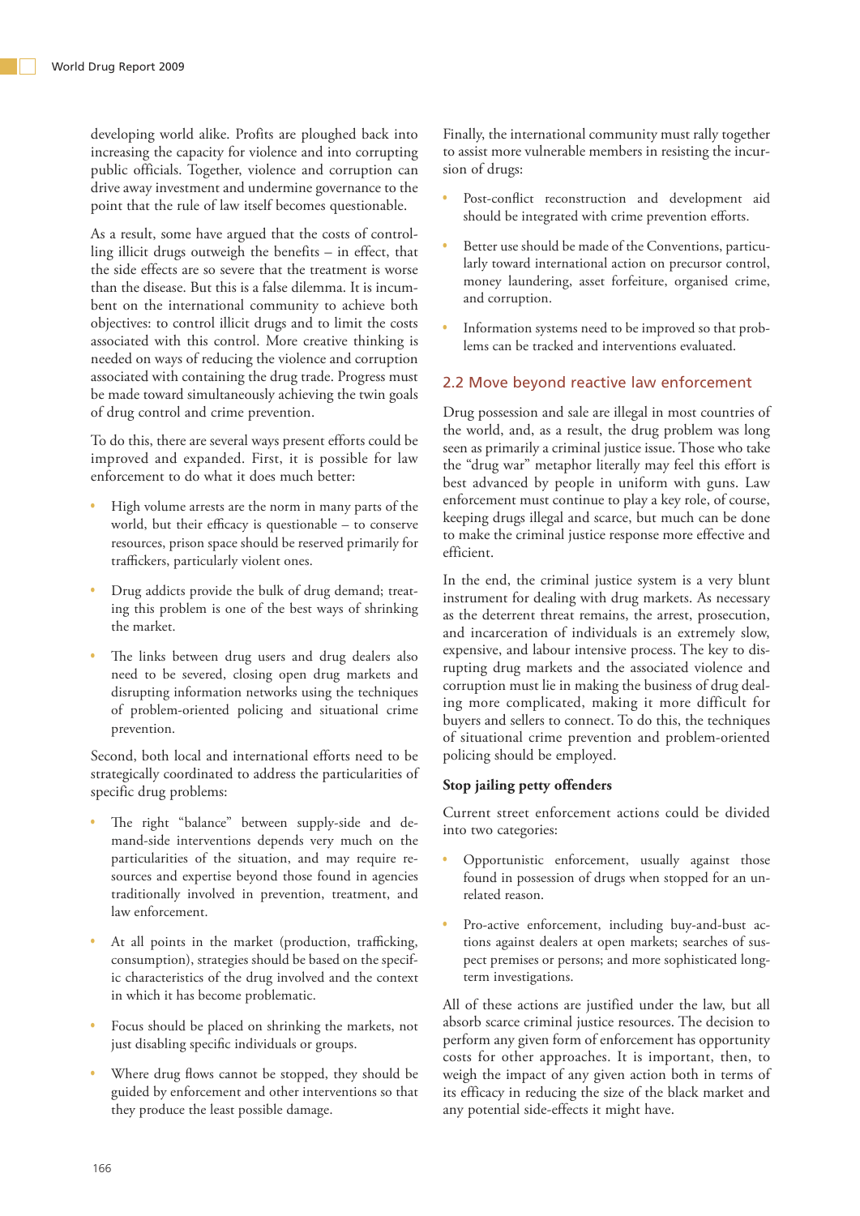developing world alike. Profits are ploughed back into increasing the capacity for violence and into corrupting public officials. Together, violence and corruption can drive away investment and undermine governance to the point that the rule of law itself becomes questionable.

As a result, some have argued that the costs of controlling illicit drugs outweigh the benefits – in effect, that the side effects are so severe that the treatment is worse than the disease. But this is a false dilemma. It is incumbent on the international community to achieve both objectives: to control illicit drugs and to limit the costs associated with this control. More creative thinking is needed on ways of reducing the violence and corruption associated with containing the drug trade. Progress must be made toward simultaneously achieving the twin goals of drug control and crime prevention.

To do this, there are several ways present efforts could be improved and expanded. First, it is possible for law enforcement to do what it does much better:

- High volume arrests are the norm in many parts of the world, but their efficacy is questionable – to conserve resources, prison space should be reserved primarily for traffickers, particularly violent ones.
- Drug addicts provide the bulk of drug demand; treating this problem is one of the best ways of shrinking the market.
- The links between drug users and drug dealers also need to be severed, closing open drug markets and disrupting information networks using the techniques of problem-oriented policing and situational crime prevention.

Second, both local and international efforts need to be strategically coordinated to address the particularities of specific drug problems:

- The right "balance" between supply-side and demand-side interventions depends very much on the particularities of the situation, and may require resources and expertise beyond those found in agencies traditionally involved in prevention, treatment, and law enforcement.
- At all points in the market (production, trafficking, consumption), strategies should be based on the specific characteristics of the drug involved and the context in which it has become problematic.
- Focus should be placed on shrinking the markets, not just disabling specific individuals or groups.
- Where drug flows cannot be stopped, they should be guided by enforcement and other interventions so that they produce the least possible damage.

Finally, the international community must rally together to assist more vulnerable members in resisting the incursion of drugs:

- Post-conflict reconstruction and development aid should be integrated with crime prevention efforts.
- Better use should be made of the Conventions, particularly toward international action on precursor control, money laundering, asset forfeiture, organised crime, and corruption.
- Information systems need to be improved so that problems can be tracked and interventions evaluated.

## 2.2 Move beyond reactive law enforcement

Drug possession and sale are illegal in most countries of the world, and, as a result, the drug problem was long seen as primarily a criminal justice issue. Those who take the "drug war" metaphor literally may feel this effort is best advanced by people in uniform with guns. Law enforcement must continue to play a key role, of course, keeping drugs illegal and scarce, but much can be done to make the criminal justice response more effective and efficient.

In the end, the criminal justice system is a very blunt instrument for dealing with drug markets. As necessary as the deterrent threat remains, the arrest, prosecution, and incarceration of individuals is an extremely slow, expensive, and labour intensive process. The key to disrupting drug markets and the associated violence and corruption must lie in making the business of drug dealing more complicated, making it more difficult for buyers and sellers to connect. To do this, the techniques of situational crime prevention and problem-oriented policing should be employed.

### Stop jailing petty offenders

Current street enforcement actions could be divided into two categories:

- Opportunistic enforcement, usually against those found in possession of drugs when stopped for an unrelated reason.
- Pro-active enforcement, including buy-and-bust actions against dealers at open markets; searches of suspect premises or persons; and more sophisticated long-term investigations.

All of these actions are justified under the law, but all absorb scarce criminal justice resources. The decision to perform any given form of enforcement has opportunity costs for other approaches. It is important, then, to weigh the impact of any given action both in terms of its efficacy in reducing the size of the black market and any potential side-effects it might have.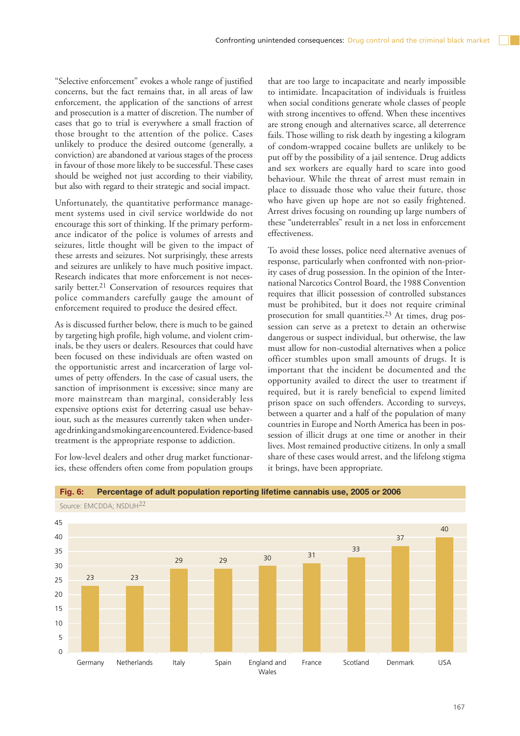"Selective enforcement" evokes a whole range of justified concerns, but the fact remains that, in all areas of law enforcement, the application of the sanctions of arrest and prosecution is a matter of discretion. The number of cases that go to trial is everywhere a small fraction of those brought to the attention of the police. Cases unlikely to produce the desired outcome (generally, a conviction) are abandoned at various stages of the process in favour of those more likely to be successful. These cases should be weighed not just according to their viability, but also with regard to their strategic and social impact.

Unfortunately, the quantitative performance management systems used in civil service worldwide do not encourage this sort of thinking. If the primary performance indicator of the police is volumes of arrests and seizures, little thought will be given to the impact of these arrests and seizures. Not surprisingly, these arrests and seizures are unlikely to have much positive impact. Research indicates that more enforcement is not necessarily better.[21] Conservation of resources requires that police commanders carefully gauge the amount of enforcement required to produce the desired effect.

As is discussed further below, there is much to be gained by targeting high profile, high volume, and violent criminals, be they users or dealers. Resources that could have been focused on these individuals are often wasted on the opportunistic arrest and incarceration of large volumes of petty offenders. In the case of casual users, the sanction of imprisonment is excessive; since many are more mainstream than marginal, considerably less expensive options exist for deterring casual use behaviour, such as the measures currently taken when underage drinking and smoking are encountered. Evidence-based treatment is the appropriate response to addiction.

For low-level dealers and other drug market functionaries, these offenders often come from population groups that are too large to incapacitate and nearly impossible to intimidate. Incapacitation of individuals is fruitless when social conditions generate whole classes of people with strong incentives to offend. When these incentives are strong enough and alternatives scarce, all deterrence fails. Those willing to risk death by ingesting a kilogram of condom-wrapped cocaine bullets are unlikely to be put off by the possibility of a jail sentence. Drug addicts and sex workers are equally hard to scare into good behaviour. While the threat of arrest must remain in place to dissuade those who value their future, those who have given up hope are not so easily frightened. Arrest drives focusing on rounding up large numbers of these "undeterrables" result in a net loss in enforcement effectiveness.

To avoid these losses, police need alternative avenues of response, particularly when confronted with non-priority cases of drug possession. In the opinion of the International Narcotics Control Board, the 1988 Convention requires that illicit possession of controlled substances must be prohibited, but it does not require criminal prosecution for small quantities.[23] At times, drug possession can serve as a pretext to detain an otherwise dangerous or suspect individual, but otherwise, the law must allow for non-custodial alternatives when a police officer stumbles upon small amounts of drugs. It is important that the incident be documented and the opportunity availed to direct the user to treatment if required, but it is rarely beneficial to expend limited prison space on such offenders. According to surveys, between a quarter and a half of the population of many countries in Europe and North America has been in possession of illicit drugs at one time or another in their lives. Most remained productive citizens. In only a small share of these cases would arrest, and the lifelong stigma it brings, have been appropriate.

**Fig. 6: Percentage of adult population reporting lifetime cannabis use, 2005 or 2006**

Source: EMCDDA; NSDUH[22]

45
40
35
30
25
20
15
10
5
0

23 23 29 29 30 31 33 37 40

Germany
Netherlands
Italy
Spain
England and Wales
France
Scotland
Denmark
USA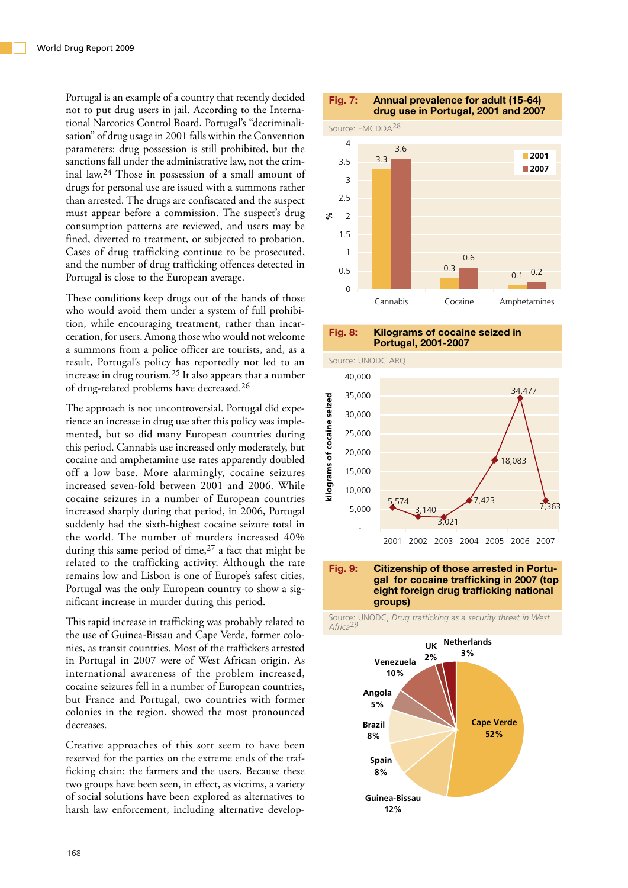Portugal is an example of a country that recently decided not to put drug users in jail. According to the International Narcotics Control Board, Portugal's "decriminalisation" of drug usage in 2001 falls within the Convention parameters: drug possession is still prohibited, but the sanctions fall under the administrative law, not the criminal law.[24] Those in possession of a small amount of drugs for personal use are issued with a summons rather than arrested. The drugs are confiscated and the suspect must appear before a commission. The suspect's drug consumption patterns are reviewed, and users may be fined, diverted to treatment, or subjected to probation. Cases of drug trafficking continue to be prosecuted, and the number of drug trafficking offences detected in Portugal is close to the European average.

These conditions keep drugs out of the hands of those who would avoid them under a system of full prohibition, while encouraging treatment, rather than incarceration, for users. Among those who would not welcome a summons from a police officer are tourists, and, as a result, Portugal's policy has reportedly not led to an increase in drug tourism.[25] It also appears that a number of drug-related problems have decreased.[26]

The approach is not uncontroversial. Portugal did experience an increase in drug use after this policy was implemented, but so did many European countries during this period. Cannabis use increased only moderately, but cocaine and amphetamine use rates apparently doubled off a low base. More alarmingly, cocaine seizures increased seven-fold between 2001 and 2006. While cocaine seizures in a number of European countries increased sharply during that period, in 2006, Portugal suddenly had the sixth-highest cocaine seizure total in the world. The number of murders increased 40% during this same period of time,[27] a fact that might be related to the trafficking activity. Although the rate remains low and Lisbon is one of Europe's safest cities, Portugal was the only European country to show a significant increase in murder during this period.

This rapid increase in trafficking was probably related to the use of Guinea-Bissau and Cape Verde, former colonies, as transit countries. Most of the traffickers arrested in Portugal in 2007 were of West African origin. As international awareness of the problem increased, cocaine seizures fell in a number of European countries, but France and Portugal, two countries with former colonies in the region, showed the most pronounced decreases.

Creative approaches of this sort seem to have been reserved for the parties on the extreme ends of the trafficking chain: the farmers and the users. Because these two groups have been seen, in effect, as victims, a variety of social solutions have been explored as alternatives to harsh law enforcement, including alternative develop-

**Fig. 7: Annual prevalence for adult (15-64) drug use in Portugal, 2001 and 2007**

Source: EMCDDA[28]

| Drug | 2001 (%) | 2007 (%) |
|---|---|---|
| Cannabis | 3.3 | 3.6 |
| Cocaine | 0.3 | 0.6 |
| Amphetamines | 0.1 | 0.2 |

**Fig. 8: Kilograms of cocaine seized in Portugal, 2001-2007**

Source: UNODC ARQ

| Year | Kilograms of cocaine seized |
|---|---|
| 2001 | 5,574 |
| 2002 | 3,140 |
| 2003 | 3,021 |
| 2004 | 7,423 |
| 2005 | 18,083 |
| 2006 | 34,477 |
| 2007 | 7,363 |

**Fig. 9: Citizenship of those arrested in Portugal for cocaine trafficking in 2007 (top eight foreign drug trafficking national groups)**

Source: UNODC, *Drug trafficking as a security threat in West Africa*[29]

| Citizenship | % |
|---|---|
| Cape Verde | 52% |
| Guinea-Bissau | 12% |
| Venezuela | 10% |
| Brazil | 8% |
| Spain | 8% |
| Angola | 5% |
| Netherlands | 3% |
| UK | 2% |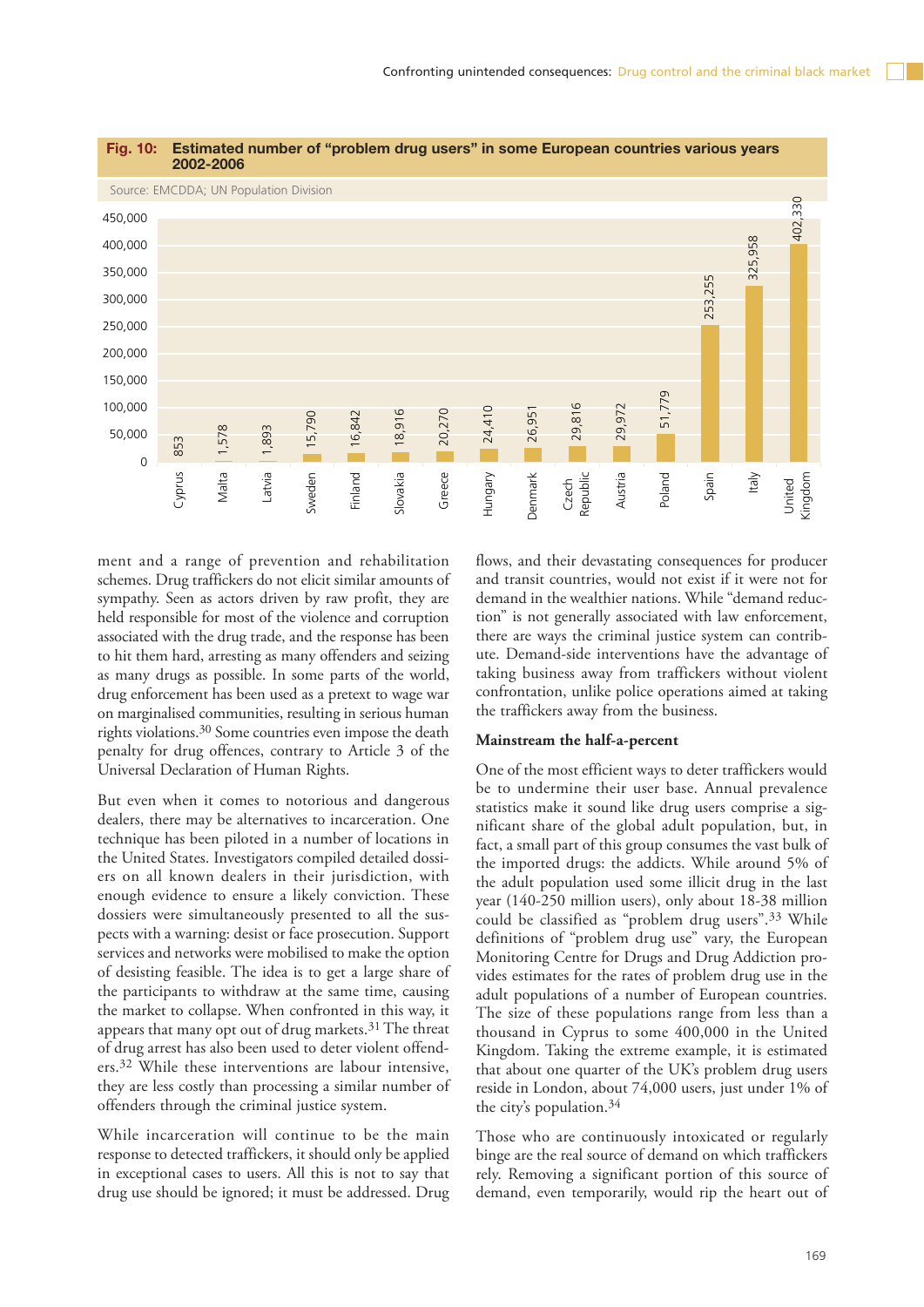**Fig. 10: Estimated number of "problem drug users" in some European countries various years 2002-2006**

Source: EMCDDA; UN Population Division

450,000
400,000
350,000
300,000
250,000
200,000
150,000
100,000
50,000
0

Cyprus 853
Malta 1,578
Latvia 1,893
Sweden 15,790
Finland 16,842
Slovakia 18,916
Greece 20,270
Hungary 24,410
Denmark 26,951
Czech Republic 29,816
Austria 29,972
Poland 51,779
Spain 253,255
Italy 325,958
United Kingdom 402,330

ment and a range of prevention and rehabilitation schemes. Drug traffickers do not elicit similar amounts of sympathy. Seen as actors driven by raw profit, they are held responsible for most of the violence and corruption associated with the drug trade, and the response has been to hit them hard, arresting as many offenders and seizing as many drugs as possible. In some parts of the world, drug enforcement has been used as a pretext to wage war on marginalised communities, resulting in serious human rights violations.[30] Some countries even impose the death penalty for drug offences, contrary to Article 3 of the Universal Declaration of Human Rights.

But even when it comes to notorious and dangerous dealers, there may be alternatives to incarceration. One technique has been piloted in a number of locations in the United States. Investigators compiled detailed dossiers on all known dealers in their jurisdiction, with enough evidence to ensure a likely conviction. These dossiers were simultaneously presented to all the suspects with a warning: desist or face prosecution. Support services and networks were mobilised to make the option of desisting feasible. The idea is to get a large share of the participants to withdraw at the same time, causing the market to collapse. When confronted in this way, it appears that many opt out of drug markets.[31] The threat of drug arrest has also been used to deter violent offenders.[32] While these interventions are labour intensive, they are less costly than processing a similar number of offenders through the criminal justice system.

While incarceration will continue to be the main response to detected traffickers, it should only be applied in exceptional cases to users. All this is not to say that drug use should be ignored; it must be addressed. Drug flows, and their devastating consequences for producer and transit countries, would not exist if it were not for demand in the wealthier nations. While "demand reduction" is not generally associated with law enforcement, there are ways the criminal justice system can contribute. Demand-side interventions have the advantage of taking business away from traffickers without violent confrontation, unlike police operations aimed at taking the traffickers away from the business.

**Mainstream the half-a-percent**

One of the most efficient ways to deter traffickers would be to undermine their user base. Annual prevalence statistics make it sound like drug users comprise a significant share of the global adult population, but, in fact, a small part of this group consumes the vast bulk of the imported drugs: the addicts. While around 5% of the adult population used some illicit drug in the last year (140-250 million users), only about 18-38 million could be classified as "problem drug users".[33] While definitions of "problem drug use" vary, the European Monitoring Centre for Drugs and Drug Addiction provides estimates for the rates of problem drug use in the adult populations of a number of European countries. The size of these populations range from less than a thousand in Cyprus to some 400,000 in the United Kingdom. Taking the extreme example, it is estimated that about one quarter of the UK's problem drug users reside in London, about 74,000 users, just under 1% of the city's population.[34]

Those who are continuously intoxicated or regularly binge are the real source of demand on which traffickers rely. Removing a significant portion of this source of demand, even temporarily, would rip the heart out of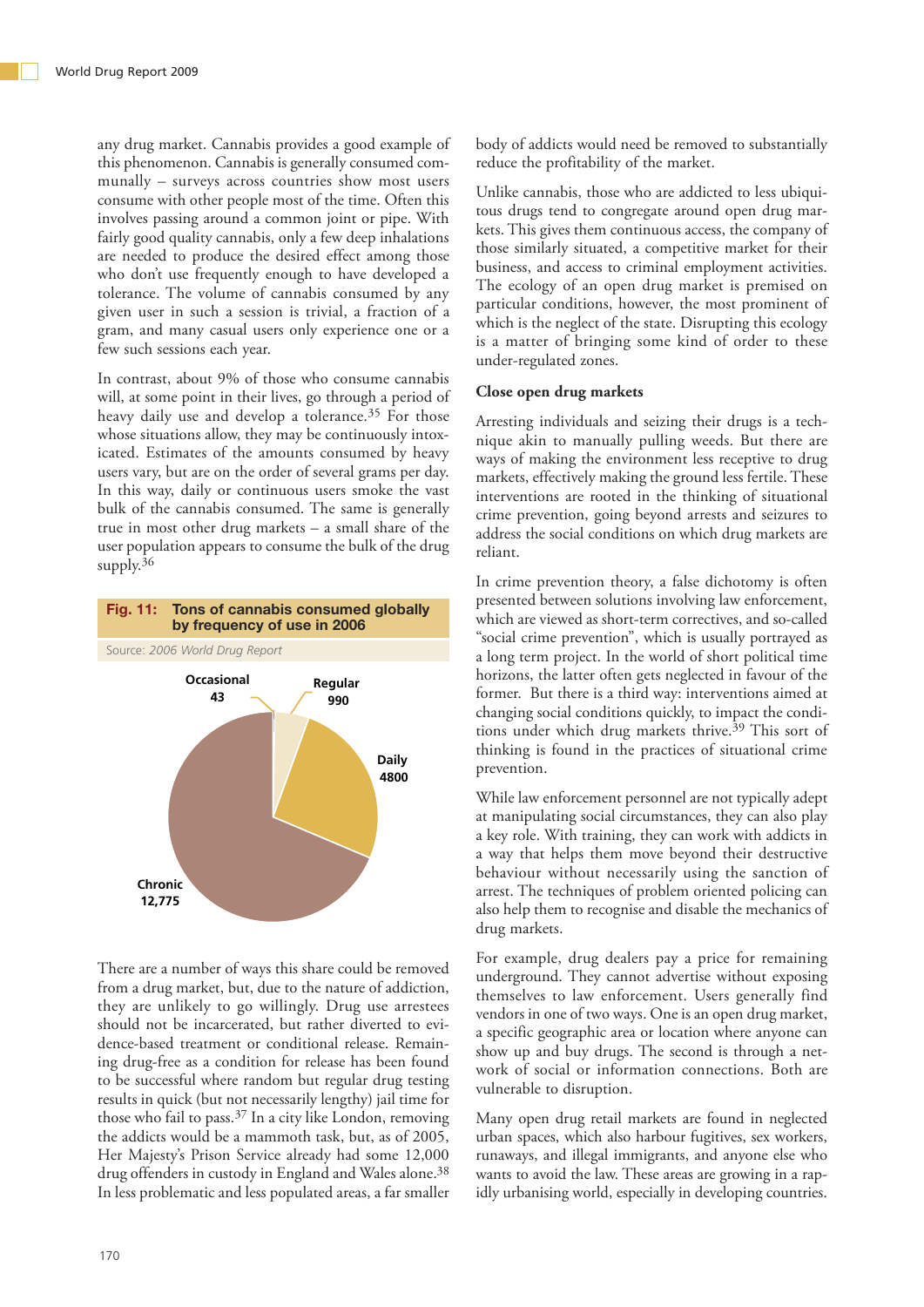any drug market. Cannabis provides a good example of this phenomenon. Cannabis is generally consumed communally – surveys across countries show most users consume with other people most of the time. Often this involves passing around a common joint or pipe. With fairly good quality cannabis, only a few deep inhalations are needed to produce the desired effect among those who don't use frequently enough to have developed a tolerance. The volume of cannabis consumed by any given user in such a session is trivial, a fraction of a gram, and many casual users only experience one or a few such sessions each year.

In contrast, about 9% of those who consume cannabis will, at some point in their lives, go through a period of heavy daily use and develop a tolerance.[35] For those whose situations allow, they may be continuously intoxicated. Estimates of the amounts consumed by heavy users vary, but are on the order of several grams per day. In this way, daily or continuous users smoke the vast bulk of the cannabis consumed. The same is generally true in most other drug markets – a small share of the user population appears to consume the bulk of the drug supply.[36]

**Fig. 11: Tons of cannabis consumed globally by frequency of use in 2006**

Source: *2006 World Drug Report*

| Frequency | Tons |
|---|---|
| Occasional | 43 |
| Regular | 990 |
| Daily | 4800 |
| Chronic | 12,775 |

There are a number of ways this share could be removed from a drug market, but, due to the nature of addiction, they are unlikely to go willingly. Drug use arrestees should not be incarcerated, but rather diverted to evidence-based treatment or conditional release. Remaining drug-free as a condition for release has been found to be successful where random but regular drug testing results in quick (but not necessarily lengthy) jail time for those who fail to pass.[37] In a city like London, removing the addicts would be a mammoth task, but, as of 2005, Her Majesty's Prison Service already had some 12,000 drug offenders in custody in England and Wales alone.[38] In less problematic and less populated areas, a far smaller body of addicts would need be removed to substantially reduce the profitability of the market.

Unlike cannabis, those who are addicted to less ubiquitous drugs tend to congregate around open drug markets. This gives them continuous access, the company of those similarly situated, a competitive market for their business, and access to criminal employment activities. The ecology of an open drug market is premised on particular conditions, however, the most prominent of which is the neglect of the state. Disrupting this ecology is a matter of bringing some kind of order to these under-regulated zones.

**Close open drug markets**

Arresting individuals and seizing their drugs is a technique akin to manually pulling weeds. But there are ways of making the environment less receptive to drug markets, effectively making the ground less fertile. These interventions are rooted in the thinking of situational crime prevention, going beyond arrests and seizures to address the social conditions on which drug markets are reliant.

In crime prevention theory, a false dichotomy is often presented between solutions involving law enforcement, which are viewed as short-term correctives, and so-called "social crime prevention", which is usually portrayed as a long term project. In the world of short political time horizons, the latter often gets neglected in favour of the former. But there is a third way: interventions aimed at changing social conditions quickly, to impact the conditions under which drug markets thrive.[39] This sort of thinking is found in the practices of situational crime prevention.

While law enforcement personnel are not typically adept at manipulating social circumstances, they can also play a key role. With training, they can work with addicts in a way that helps them move beyond their destructive behaviour without necessarily using the sanction of arrest. The techniques of problem oriented policing can also help them to recognise and disable the mechanics of drug markets.

For example, drug dealers pay a price for remaining underground. They cannot advertise without exposing themselves to law enforcement. Users generally find vendors in one of two ways. One is an open drug market, a specific geographic area or location where anyone can show up and buy drugs. The second is through a network of social or information connections. Both are vulnerable to disruption.

Many open drug retail markets are found in neglected urban spaces, which also harbour fugitives, sex workers, runaways, and illegal immigrants, and anyone else who wants to avoid the law. These areas are growing in a rapidly urbanising world, especially in developing countries.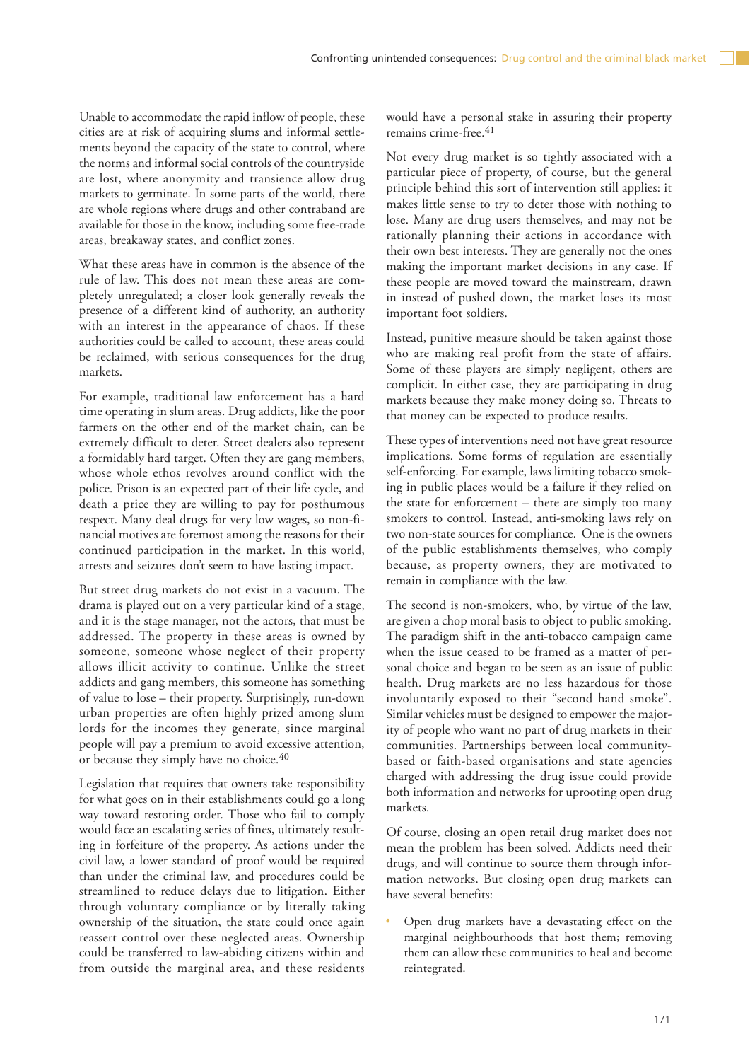Unable to accommodate the rapid inflow of people, these cities are at risk of acquiring slums and informal settlements beyond the capacity of the state to control, where the norms and informal social controls of the countryside are lost, where anonymity and transience allow drug markets to germinate. In some parts of the world, there are whole regions where drugs and other contraband are available for those in the know, including some free-trade areas, breakaway states, and conflict zones.

What these areas have in common is the absence of the rule of law. This does not mean these areas are completely unregulated; a closer look generally reveals the presence of a different kind of authority, an authority with an interest in the appearance of chaos. If these authorities could be called to account, these areas could be reclaimed, with serious consequences for the drug markets.

For example, traditional law enforcement has a hard time operating in slum areas. Drug addicts, like the poor farmers on the other end of the market chain, can be extremely difficult to deter. Street dealers also represent a formidably hard target. Often they are gang members, whose whole ethos revolves around conflict with the police. Prison is an expected part of their life cycle, and death a price they are willing to pay for posthumous respect. Many deal drugs for very low wages, so non-financial motives are foremost among the reasons for their continued participation in the market. In this world, arrests and seizures don't seem to have lasting impact.

But street drug markets do not exist in a vacuum. The drama is played out on a very particular kind of a stage, and it is the stage manager, not the actors, that must be addressed. The property in these areas is owned by someone, someone whose neglect of their property allows illicit activity to continue. Unlike the street addicts and gang members, this someone has something of value to lose – their property. Surprisingly, run-down urban properties are often highly prized among slum lords for the incomes they generate, since marginal people will pay a premium to avoid excessive attention, or because they simply have no choice.[40]

Legislation that requires that owners take responsibility for what goes on in their establishments could go a long way toward restoring order. Those who fail to comply would face an escalating series of fines, ultimately resulting in forfeiture of the property. As actions under the civil law, a lower standard of proof would be required than under the criminal law, and procedures could be streamlined to reduce delays due to litigation. Either through voluntary compliance or by literally taking ownership of the situation, the state could once again reassert control over these neglected areas. Ownership could be transferred to law-abiding citizens within and from outside the marginal area, and these residents would have a personal stake in assuring their property remains crime-free.[41]

Not every drug market is so tightly associated with a particular piece of property, of course, but the general principle behind this sort of intervention still applies: it makes little sense to try to deter those with nothing to lose. Many are drug users themselves, and may not be rationally planning their actions in accordance with their own best interests. They are generally not the ones making the important market decisions in any case. If these people are moved toward the mainstream, drawn in instead of pushed down, the market loses its most important foot soldiers.

Instead, punitive measure should be taken against those who are making real profit from the state of affairs. Some of these players are simply negligent, others are complicit. In either case, they are participating in drug markets because they make money doing so. Threats to that money can be expected to produce results.

These types of interventions need not have great resource implications. Some forms of regulation are essentially self-enforcing. For example, laws limiting tobacco smoking in public places would be a failure if they relied on the state for enforcement – there are simply too many smokers to control. Instead, anti-smoking laws rely on two non-state sources for compliance. One is the owners of the public establishments themselves, who comply because, as property owners, they are motivated to remain in compliance with the law.

The second is non-smokers, who, by virtue of the law, are given a chop moral basis to object to public smoking. The paradigm shift in the anti-tobacco campaign came when the issue ceased to be framed as a matter of personal choice and began to be seen as an issue of public health. Drug markets are no less hazardous for those involuntarily exposed to their "second hand smoke". Similar vehicles must be designed to empower the majority of people who want no part of drug markets in their communities. Partnerships between local community-based or faith-based organisations and state agencies charged with addressing the drug issue could provide both information and networks for uprooting open drug markets.

Of course, closing an open retail drug market does not mean the problem has been solved. Addicts need their drugs, and will continue to source them through information networks. But closing open drug markets can have several benefits:

- Open drug markets have a devastating effect on the marginal neighbourhoods that host them; removing them can allow these communities to heal and become reintegrated.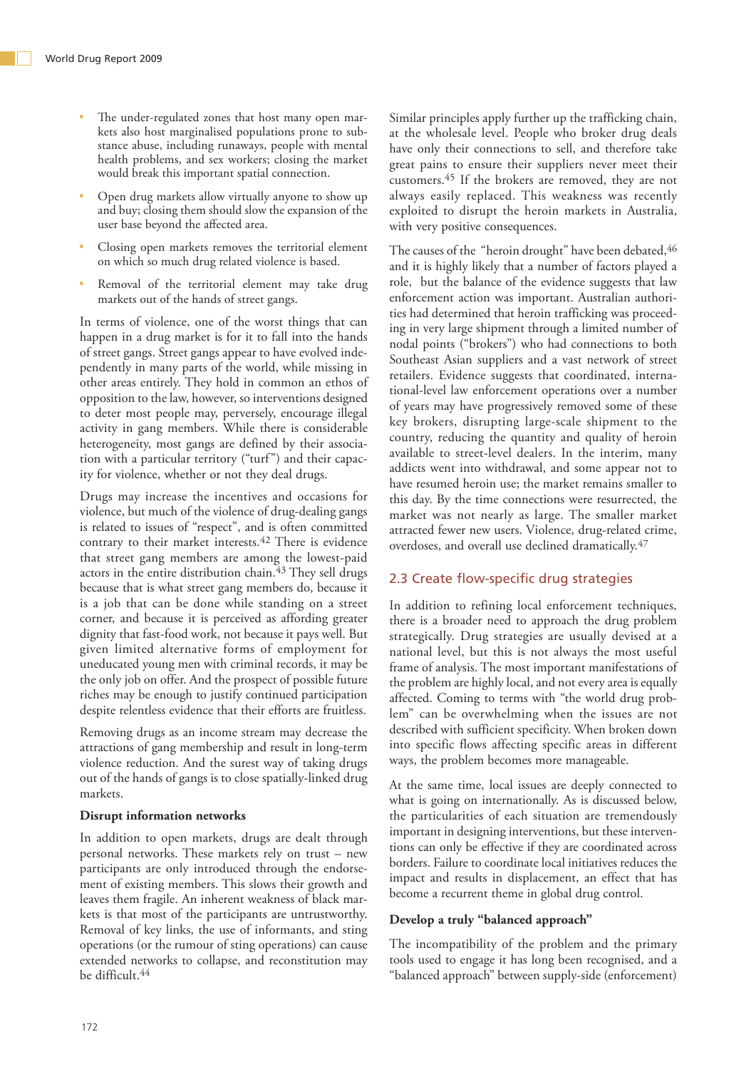- The under-regulated zones that host many open markets also host marginalised populations prone to substance abuse, including runaways, people with mental health problems, and sex workers; closing the market would break this important spatial connection.
- Open drug markets allow virtually anyone to show up and buy; closing them should slow the expansion of the user base beyond the affected area.
- Closing open markets removes the territorial element on which so much drug related violence is based.
- Removal of the territorial element may take drug markets out of the hands of street gangs.

In terms of violence, one of the worst things that can happen in a drug market is for it to fall into the hands of street gangs. Street gangs appear to have evolved independently in many parts of the world, while missing in other areas entirely. They hold in common an ethos of opposition to the law, however, so interventions designed to deter most people may, perversely, encourage illegal activity in gang members. While there is considerable heterogeneity, most gangs are defined by their association with a particular territory ("turf") and their capacity for violence, whether or not they deal drugs.

Drugs may increase the incentives and occasions for violence, but much of the violence of drug-dealing gangs is related to issues of "respect", and is often committed contrary to their market interests.[42] There is evidence that street gang members are among the lowest-paid actors in the entire distribution chain.[43] They sell drugs because that is what street gang members do, because it is a job that can be done while standing on a street corner, and because it is perceived as affording greater dignity that fast-food work, not because it pays well. But given limited alternative forms of employment for uneducated young men with criminal records, it may be the only job on offer. And the prospect of possible future riches may be enough to justify continued participation despite relentless evidence that their efforts are fruitless.

Removing drugs as an income stream may decrease the attractions of gang membership and result in long-term violence reduction. And the surest way of taking drugs out of the hands of gangs is to close spatially-linked drug markets.

**Disrupt information networks**

In addition to open markets, drugs are dealt through personal networks. These markets rely on trust – new participants are only introduced through the endorsement of existing members. This slows their growth and leaves them fragile. An inherent weakness of black markets is that most of the participants are untrustworthy. Removal of key links, the use of informants, and sting operations (or the rumour of sting operations) can cause extended networks to collapse, and reconstitution may be difficult.[44]

Similar principles apply further up the trafficking chain, at the wholesale level. People who broker drug deals have only their connections to sell, and therefore take great pains to ensure their suppliers never meet their customers.[45] If the brokers are removed, they are not always easily replaced. This weakness was recently exploited to disrupt the heroin markets in Australia, with very positive consequences.

The causes of the "heroin drought" have been debated,[46] and it is highly likely that a number of factors played a role, but the balance of the evidence suggests that law enforcement action was important. Australian authorities had determined that heroin trafficking was proceeding in very large shipment through a limited number of nodal points ("brokers") who had connections to both Southeast Asian suppliers and a vast network of street retailers. Evidence suggests that coordinated, international-level law enforcement operations over a number of years may have progressively removed some of these key brokers, disrupting large-scale shipment to the country, reducing the quantity and quality of heroin available to street-level dealers. In the interim, many addicts went into withdrawal, and some appear not to have resumed heroin use; the market remains smaller to this day. By the time connections were resurrected, the market was not nearly as large. The smaller market attracted fewer new users. Violence, drug-related crime, overdoses, and overall use declined dramatically.[47]

## 2.3 Create flow-specific drug strategies

In addition to refining local enforcement techniques, there is a broader need to approach the drug problem strategically. Drug strategies are usually devised at a national level, but this is not always the most useful frame of analysis. The most important manifestations of the problem are highly local, and not every area is equally affected. Coming to terms with "the world drug problem" can be overwhelming when the issues are not described with sufficient specificity. When broken down into specific flows affecting specific areas in different ways, the problem becomes more manageable.

At the same time, local issues are deeply connected to what is going on internationally. As is discussed below, the particularities of each situation are tremendously important in designing interventions, but these interventions can only be effective if they are coordinated across borders. Failure to coordinate local initiatives reduces the impact and results in displacement, an effect that has become a recurrent theme in global drug control.

**Develop a truly "balanced approach"**

The incompatibility of the problem and the primary tools used to engage it has long been recognised, and a "balanced approach" between supply-side (enforcement)